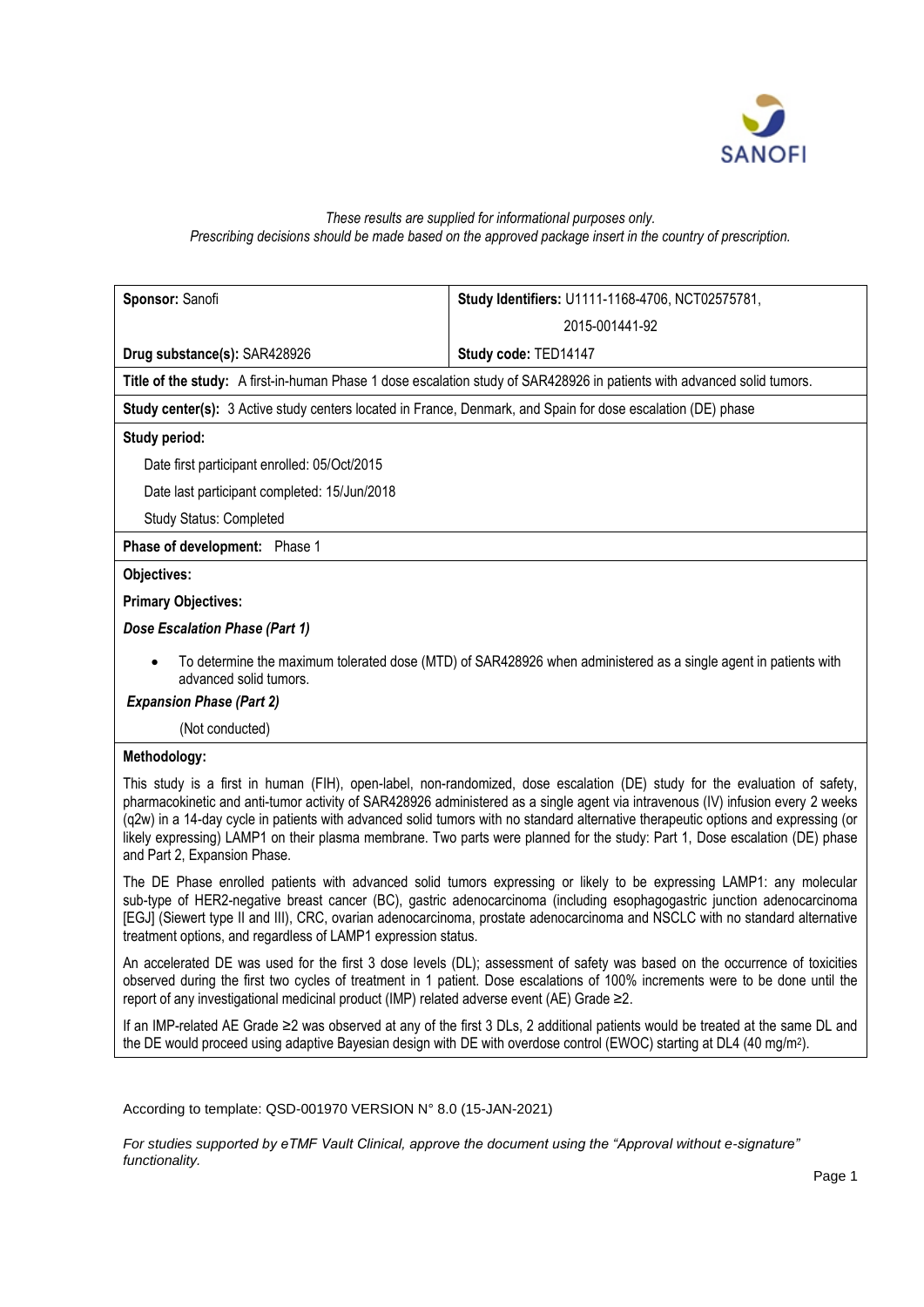*These results are supplied for informational purposes only.*
*Prescribing decisions should be made based on the approved package insert in the country of prescription.*

| **Sponsor:** Sanofi | **Study Identifiers:** U1111-1168-4706, NCT02575781, 2015-001441-92 |
|---|---|
| **Drug substance(s):** SAR428926 | **Study code:** TED14147 |

**Title of the study:** A first-in-human Phase 1 dose escalation study of SAR428926 in patients with advanced solid tumors.

**Study center(s):** 3 Active study centers located in France, Denmark, and Spain for dose escalation (DE) phase

**Study period:**

Date first participant enrolled: 05/Oct/2015

Date last participant completed: 15/Jun/2018

Study Status: Completed

**Phase of development:** Phase 1

**Objectives:**

**Primary Objectives:**

***Dose Escalation Phase (Part 1)***

- To determine the maximum tolerated dose (MTD) of SAR428926 when administered as a single agent in patients with advanced solid tumors.

***Expansion Phase (Part 2)***

(Not conducted)

**Methodology:**

This study is a first in human (FIH), open-label, non-randomized, dose escalation (DE) study for the evaluation of safety, pharmacokinetic and anti-tumor activity of SAR428926 administered as a single agent via intravenous (IV) infusion every 2 weeks (q2w) in a 14-day cycle in patients with advanced solid tumors with no standard alternative therapeutic options and expressing (or likely expressing) LAMP1 on their plasma membrane. Two parts were planned for the study: Part 1, Dose escalation (DE) phase and Part 2, Expansion Phase.

The DE Phase enrolled patients with advanced solid tumors expressing or likely to be expressing LAMP1: any molecular sub-type of HER2-negative breast cancer (BC), gastric adenocarcinoma (including esophagogastric junction adenocarcinoma [EGJ] (Siewert type II and III), CRC, ovarian adenocarcinoma, prostate adenocarcinoma and NSCLC with no standard alternative treatment options, and regardless of LAMP1 expression status.

An accelerated DE was used for the first 3 dose levels (DL); assessment of safety was based on the occurrence of toxicities observed during the first two cycles of treatment in 1 patient. Dose escalations of 100% increments were to be done until the report of any investigational medicinal product (IMP) related adverse event (AE) Grade ≥2.

If an IMP-related AE Grade ≥2 was observed at any of the first 3 DLs, 2 additional patients would be treated at the same DL and the DE would proceed using adaptive Bayesian design with DE with overdose control (EWOC) starting at DL4 (40 mg/m$^2$).

According to template: QSD-001970 VERSION N° 8.0 (15-JAN-2021)

*For studies supported by eTMF Vault Clinical, approve the document using the "Approval without e-signature" functionality.*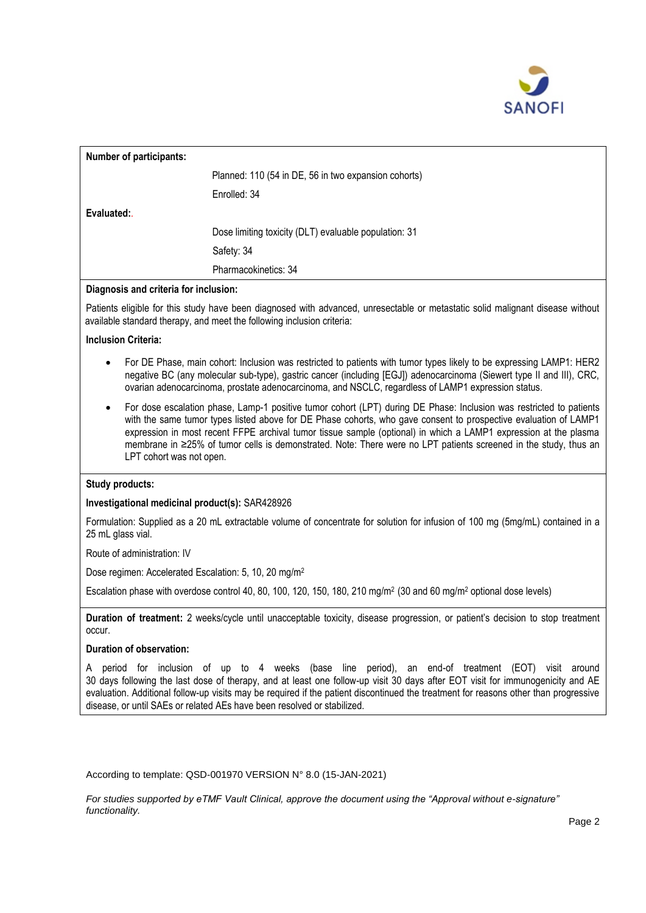**Number of participants:**

Planned: 110 (54 in DE, 56 in two expansion cohorts)

Enrolled: 34

**Evaluated:**.

Dose limiting toxicity (DLT) evaluable population: 31

Safety: 34

Pharmacokinetics: 34

**Diagnosis and criteria for inclusion:**

Patients eligible for this study have been diagnosed with advanced, unresectable or metastatic solid malignant disease without available standard therapy, and meet the following inclusion criteria:

**Inclusion Criteria:**

- For DE Phase, main cohort: Inclusion was restricted to patients with tumor types likely to be expressing LAMP1: HER2 negative BC (any molecular sub-type), gastric cancer (including [EGJ]) adenocarcinoma (Siewert type II and III), CRC, ovarian adenocarcinoma, prostate adenocarcinoma, and NSCLC, regardless of LAMP1 expression status.
- For dose escalation phase, Lamp-1 positive tumor cohort (LPT) during DE Phase: Inclusion was restricted to patients with the same tumor types listed above for DE Phase cohorts, who gave consent to prospective evaluation of LAMP1 expression in most recent FFPE archival tumor tissue sample (optional) in which a LAMP1 expression at the plasma membrane in ≥25% of tumor cells is demonstrated. Note: There were no LPT patients screened in the study, thus an LPT cohort was not open.

**Study products:**

**Investigational medicinal product(s):** SAR428926

Formulation: Supplied as a 20 mL extractable volume of concentrate for solution for infusion of 100 mg (5mg/mL) contained in a 25 mL glass vial.

Route of administration: IV

Dose regimen: Accelerated Escalation: 5, 10, 20 mg/m$^2$

Escalation phase with overdose control 40, 80, 100, 120, 150, 180, 210 mg/m$^2$ (30 and 60 mg/m$^2$ optional dose levels)

**Duration of treatment:** 2 weeks/cycle until unacceptable toxicity, disease progression, or patient's decision to stop treatment occur.

**Duration of observation:**

A period for inclusion of up to 4 weeks (base line period), an end-of treatment (EOT) visit around 30 days following the last dose of therapy, and at least one follow-up visit 30 days after EOT visit for immunogenicity and AE evaluation. Additional follow-up visits may be required if the patient discontinued the treatment for reasons other than progressive disease, or until SAEs or related AEs have been resolved or stabilized.

According to template: QSD-001970 VERSION N° 8.0 (15-JAN-2021)

*For studies supported by eTMF Vault Clinical, approve the document using the "Approval without e-signature" functionality.*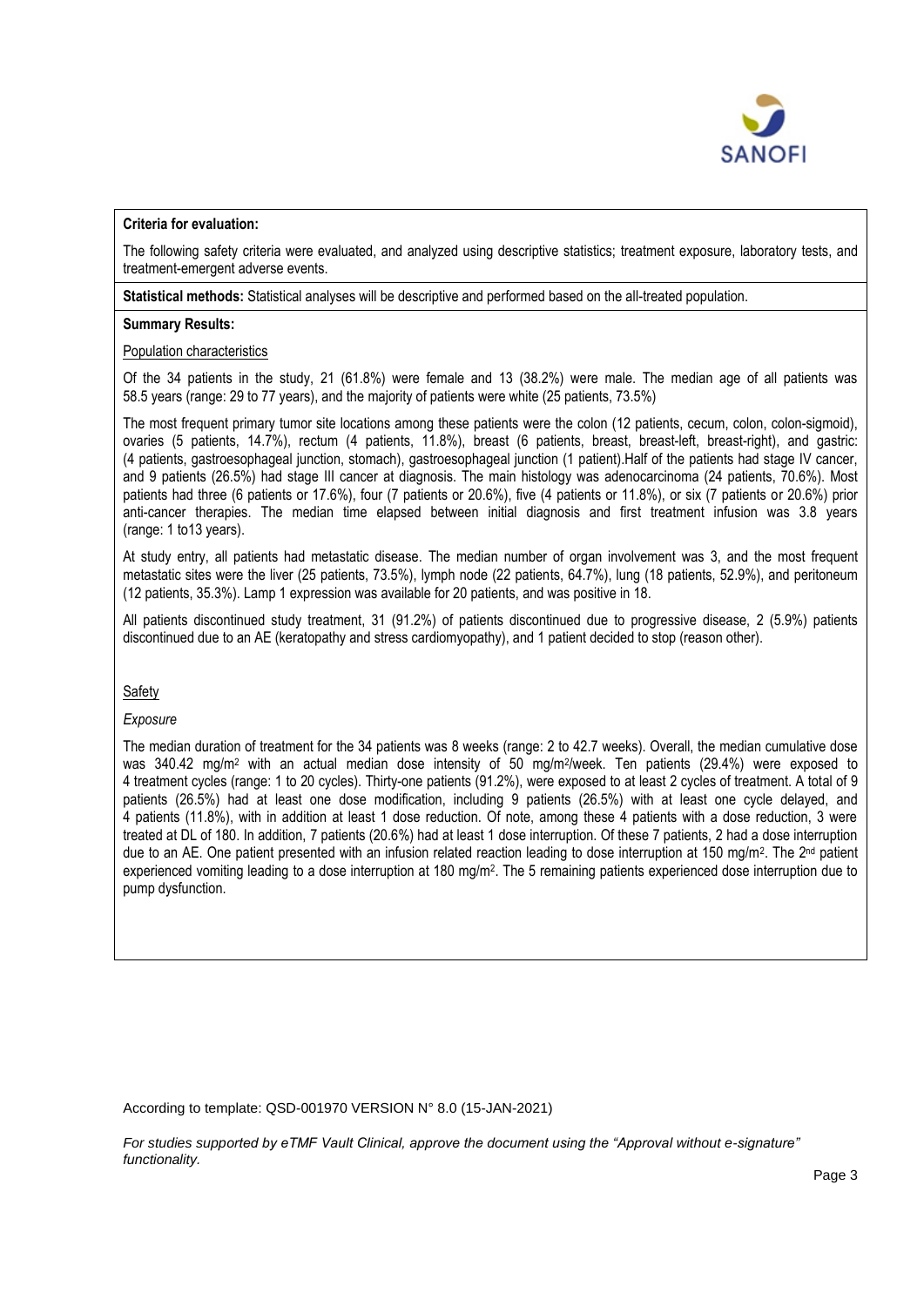**Criteria for evaluation:**

The following safety criteria were evaluated, and analyzed using descriptive statistics; treatment exposure, laboratory tests, and treatment-emergent adverse events.

**Statistical methods:** Statistical analyses will be descriptive and performed based on the all-treated population.

**Summary Results:**

Population characteristics

Of the 34 patients in the study, 21 (61.8%) were female and 13 (38.2%) were male. The median age of all patients was 58.5 years (range: 29 to 77 years), and the majority of patients were white (25 patients, 73.5%)

The most frequent primary tumor site locations among these patients were the colon (12 patients, cecum, colon, colon-sigmoid), ovaries (5 patients, 14.7%), rectum (4 patients, 11.8%), breast (6 patients, breast, breast-left, breast-right), and gastric: (4 patients, gastroesophageal junction, stomach), gastroesophageal junction (1 patient).Half of the patients had stage IV cancer, and 9 patients (26.5%) had stage III cancer at diagnosis. The main histology was adenocarcinoma (24 patients, 70.6%). Most patients had three (6 patients or 17.6%), four (7 patients or 20.6%), five (4 patients or 11.8%), or six (7 patients or 20.6%) prior anti-cancer therapies. The median time elapsed between initial diagnosis and first treatment infusion was 3.8 years (range: 1 to13 years).

At study entry, all patients had metastatic disease. The median number of organ involvement was 3, and the most frequent metastatic sites were the liver (25 patients, 73.5%), lymph node (22 patients, 64.7%), lung (18 patients, 52.9%), and peritoneum (12 patients, 35.3%). Lamp 1 expression was available for 20 patients, and was positive in 18.

All patients discontinued study treatment, 31 (91.2%) of patients discontinued due to progressive disease, 2 (5.9%) patients discontinued due to an AE (keratopathy and stress cardiomyopathy), and 1 patient decided to stop (reason other).

Safety

*Exposure*

The median duration of treatment for the 34 patients was 8 weeks (range: 2 to 42.7 weeks). Overall, the median cumulative dose was 340.42 mg/m$^2$ with an actual median dose intensity of 50 mg/m$^2$/week. Ten patients (29.4%) were exposed to 4 treatment cycles (range: 1 to 20 cycles). Thirty-one patients (91.2%), were exposed to at least 2 cycles of treatment. A total of 9 patients (26.5%) had at least one dose modification, including 9 patients (26.5%) with at least one cycle delayed, and 4 patients (11.8%), with in addition at least 1 dose reduction. Of note, among these 4 patients with a dose reduction, 3 were treated at DL of 180. In addition, 7 patients (20.6%) had at least 1 dose interruption. Of these 7 patients, 2 had a dose interruption due to an AE. One patient presented with an infusion related reaction leading to dose interruption at 150 mg/m$^2$. The 2$^{nd}$ patient experienced vomiting leading to a dose interruption at 180 mg/m$^2$. The 5 remaining patients experienced dose interruption due to pump dysfunction.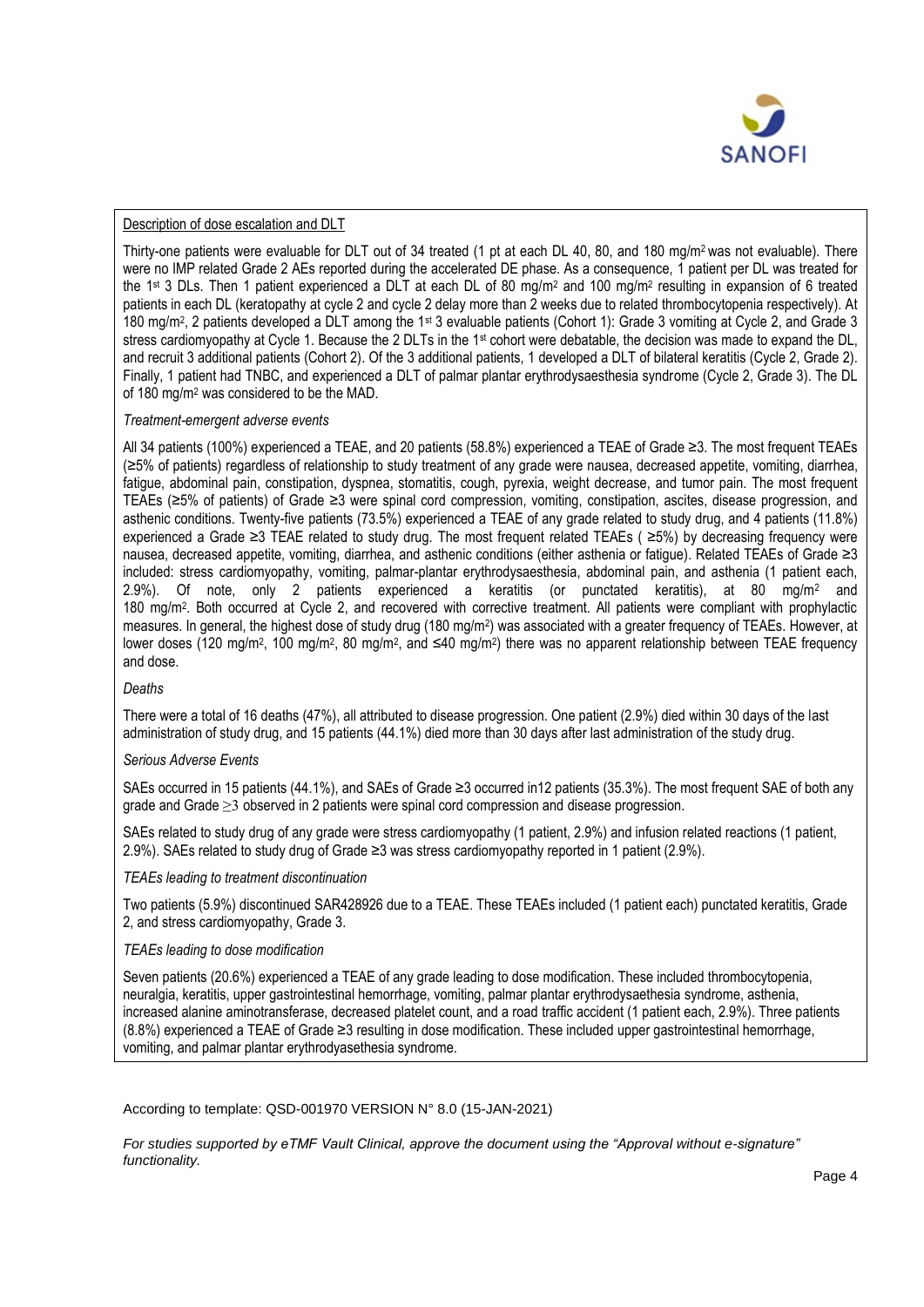Description of dose escalation and DLT

Thirty-one patients were evaluable for DLT out of 34 treated (1 pt at each DL 40, 80, and 180 mg/m$^2$ was not evaluable). There were no IMP related Grade 2 AEs reported during the accelerated DE phase. As a consequence, 1 patient per DL was treated for the 1st 3 DLs. Then 1 patient experienced a DLT at each DL of 80 mg/m$^2$ and 100 mg/m$^2$ resulting in expansion of 6 treated patients in each DL (keratopathy at cycle 2 and cycle 2 delay more than 2 weeks due to related thrombocytopenia respectively). At 180 mg/m$^2$, 2 patients developed a DLT among the 1st 3 evaluable patients (Cohort 1): Grade 3 vomiting at Cycle 2, and Grade 3 stress cardiomyopathy at Cycle 1. Because the 2 DLTs in the 1st cohort were debatable, the decision was made to expand the DL, and recruit 3 additional patients (Cohort 2). Of the 3 additional patients, 1 developed a DLT of bilateral keratitis (Cycle 2, Grade 2). Finally, 1 patient had TNBC, and experienced a DLT of palmar plantar erythrodysaesthesia syndrome (Cycle 2, Grade 3). The DL of 180 mg/m$^2$ was considered to be the MAD.

*Treatment-emergent adverse events*

All 34 patients (100%) experienced a TEAE, and 20 patients (58.8%) experienced a TEAE of Grade ≥3. The most frequent TEAEs (≥5% of patients) regardless of relationship to study treatment of any grade were nausea, decreased appetite, vomiting, diarrhea, fatigue, abdominal pain, constipation, dyspnea, stomatitis, cough, pyrexia, weight decrease, and tumor pain. The most frequent TEAEs (≥5% of patients) of Grade ≥3 were spinal cord compression, vomiting, constipation, ascites, disease progression, and asthenic conditions. Twenty-five patients (73.5%) experienced a TEAE of any grade related to study drug, and 4 patients (11.8%) experienced a Grade ≥3 TEAE related to study drug. The most frequent related TEAEs ( ≥5%) by decreasing frequency were nausea, decreased appetite, vomiting, diarrhea, and asthenic conditions (either asthenia or fatigue). Related TEAEs of Grade ≥3 included: stress cardiomyopathy, vomiting, palmar-plantar erythrodysaesthesia, abdominal pain, and asthenia (1 patient each, 2.9%). Of note, only 2 patients experienced a keratitis (or punctated keratitis), at 80 mg/m$^2$ and 180 mg/m$^2$. Both occurred at Cycle 2, and recovered with corrective treatment. All patients were compliant with prophylactic measures. In general, the highest dose of study drug (180 mg/m$^2$) was associated with a greater frequency of TEAEs. However, at lower doses (120 mg/m$^2$, 100 mg/m$^2$, 80 mg/m$^2$, and ≤40 mg/m$^2$) there was no apparent relationship between TEAE frequency and dose.

*Deaths*

There were a total of 16 deaths (47%), all attributed to disease progression. One patient (2.9%) died within 30 days of the last administration of study drug, and 15 patients (44.1%) died more than 30 days after last administration of the study drug.

*Serious Adverse Events*

SAEs occurred in 15 patients (44.1%), and SAEs of Grade ≥3 occurred in12 patients (35.3%). The most frequent SAE of both any grade and Grade ≥3 observed in 2 patients were spinal cord compression and disease progression.

SAEs related to study drug of any grade were stress cardiomyopathy (1 patient, 2.9%) and infusion related reactions (1 patient, 2.9%). SAEs related to study drug of Grade ≥3 was stress cardiomyopathy reported in 1 patient (2.9%).

*TEAEs leading to treatment discontinuation*

Two patients (5.9%) discontinued SAR428926 due to a TEAE. These TEAEs included (1 patient each) punctated keratitis, Grade 2, and stress cardiomyopathy, Grade 3.

*TEAEs leading to dose modification*

Seven patients (20.6%) experienced a TEAE of any grade leading to dose modification. These included thrombocytopenia, neuralgia, keratitis, upper gastrointestinal hemorrhage, vomiting, palmar plantar erythrodysaesthesia syndrome, asthenia, increased alanine aminotransferase, decreased platelet count, and a road traffic accident (1 patient each, 2.9%). Three patients (8.8%) experienced a TEAE of Grade ≥3 resulting in dose modification. These included upper gastrointestinal hemorrhage, vomiting, and palmar plantar erythrodyasethesia syndrome.

According to template: QSD-001970 VERSION N° 8.0 (15-JAN-2021)

*For studies supported by eTMF Vault Clinical, approve the document using the "Approval without e-signature" functionality.*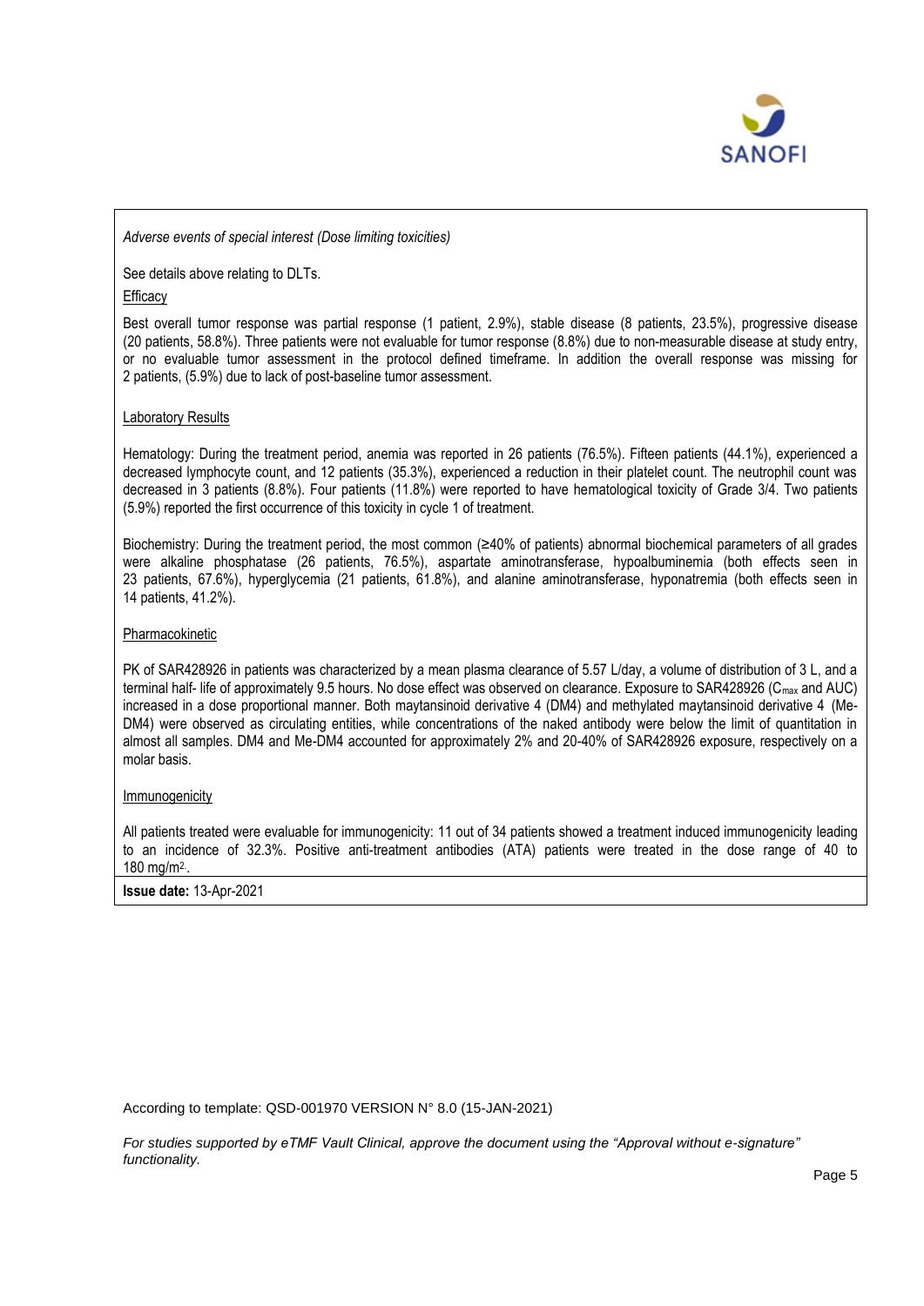*Adverse events of special interest (Dose limiting toxicities)*

See details above relating to DLTs.

Efficacy

Best overall tumor response was partial response (1 patient, 2.9%), stable disease (8 patients, 23.5%), progressive disease (20 patients, 58.8%). Three patients were not evaluable for tumor response (8.8%) due to non-measurable disease at study entry, or no evaluable tumor assessment in the protocol defined timeframe. In addition the overall response was missing for 2 patients, (5.9%) due to lack of post-baseline tumor assessment.

Laboratory Results

Hematology: During the treatment period, anemia was reported in 26 patients (76.5%). Fifteen patients (44.1%), experienced a decreased lymphocyte count, and 12 patients (35.3%), experienced a reduction in their platelet count. The neutrophil count was decreased in 3 patients (8.8%). Four patients (11.8%) were reported to have hematological toxicity of Grade 3/4. Two patients (5.9%) reported the first occurrence of this toxicity in cycle 1 of treatment.

Biochemistry: During the treatment period, the most common (≥40% of patients) abnormal biochemical parameters of all grades were alkaline phosphatase (26 patients, 76.5%), aspartate aminotransferase, hypoalbuminemia (both effects seen in 23 patients, 67.6%), hyperglycemia (21 patients, 61.8%), and alanine aminotransferase, hyponatremia (both effects seen in 14 patients, 41.2%).

Pharmacokinetic

PK of SAR428926 in patients was characterized by a mean plasma clearance of 5.57 L/day, a volume of distribution of 3 L, and a terminal half- life of approximately 9.5 hours. No dose effect was observed on clearance. Exposure to SAR428926 ($C_{max}$ and AUC) increased in a dose proportional manner. Both maytansinoid derivative 4 (DM4) and methylated maytansinoid derivative 4 (Me-DM4) were observed as circulating entities, while concentrations of the naked antibody were below the limit of quantitation in almost all samples. DM4 and Me-DM4 accounted for approximately 2% and 20-40% of SAR428926 exposure, respectively on a molar basis.

Immunogenicity

All patients treated were evaluable for immunogenicity: 11 out of 34 patients showed a treatment induced immunogenicity leading to an incidence of 32.3%. Positive anti-treatment antibodies (ATA) patients were treated in the dose range of 40 to 180 mg/m$^2$.

**Issue date:** 13-Apr-2021

According to template: QSD-001970 VERSION N° 8.0 (15-JAN-2021)

*For studies supported by eTMF Vault Clinical, approve the document using the "Approval without e-signature" functionality.*